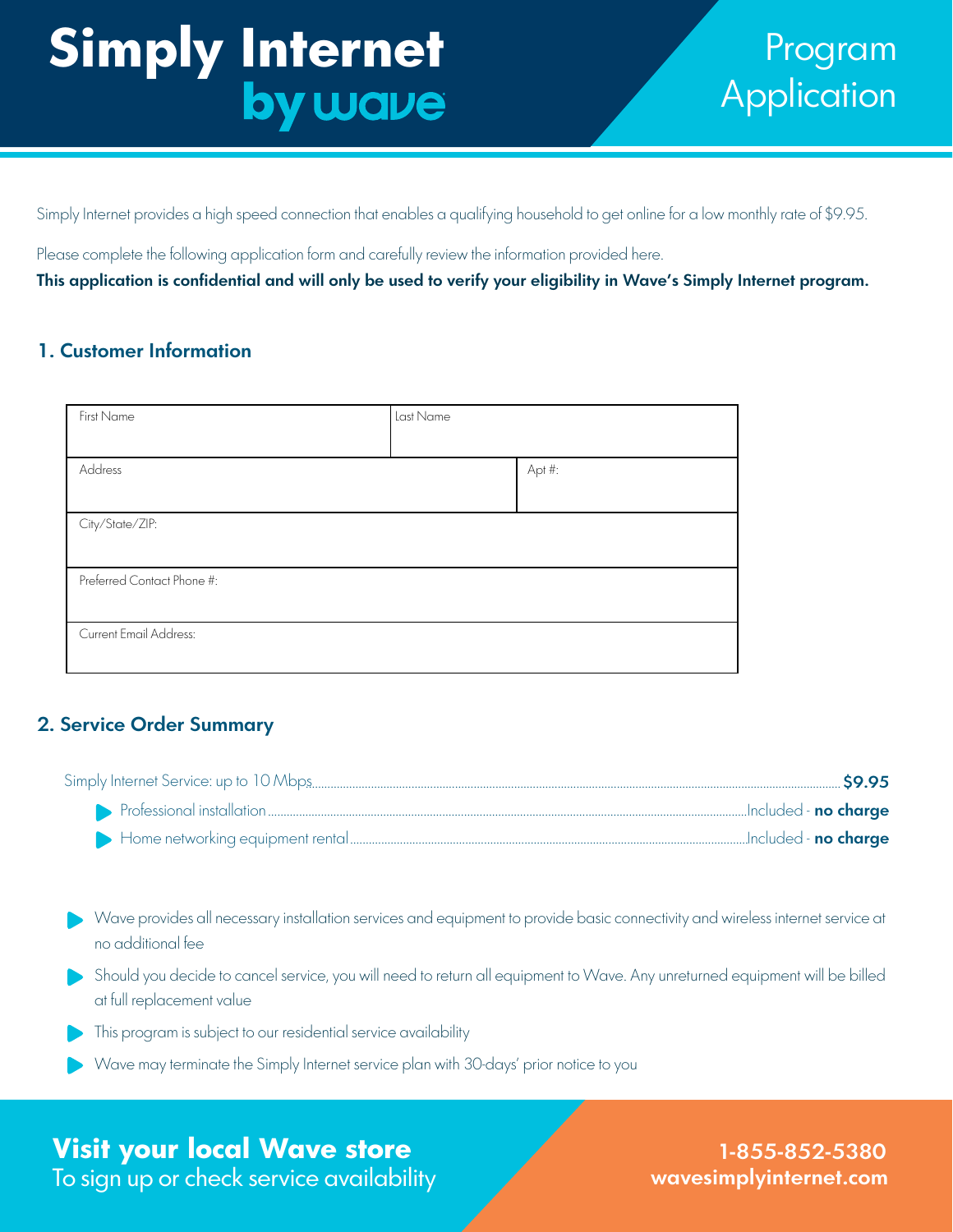# Simply Internet by wave

## Program Application

Simply Internet provides a high speed connection that enables a qualifying household to get online for a low monthly rate of $9.95.

Please complete the following application form and carefully review the information provided here.

**This application is confidential and will only be used to verify your eligibility in Wave's Simply Internet program.**

### 1. Customer Information

| First Name | Last Name | |
|---|---|---|
| Address | | Apt #: |
| City/State/ZIP: | | |
| Preferred Contact Phone #: | | |
| Current Email Address: | | |

### 2. Service Order Summary

Simply Internet Service: up to 10 Mbps .......... **$9.95**

- Professional installation .......... Included - **no charge**
- Home networking equipment rental .......... Included - **no charge**

- Wave provides all necessary installation services and equipment to provide basic connectivity and wireless internet service at no additional fee
- Should you decide to cancel service, you will need to return all equipment to Wave. Any unreturned equipment will be billed at full replacement value
- This program is subject to our residential service availability
- Wave may terminate the Simply Internet service plan with 30-days' prior notice to you

**Visit your local Wave store**
To sign up or check service availability

**1-855-852-5380**
**wavesimplyinternet.com**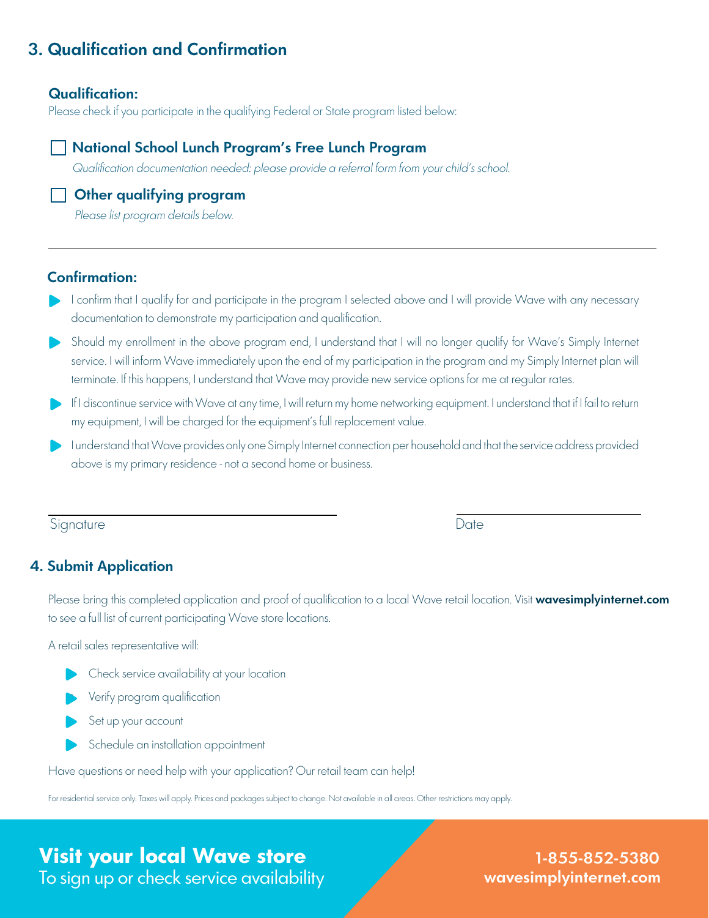## 3. Qualification and Confirmation

### Qualification:

Please check if you participate in the qualifying Federal or State program listed below:

☐ **National School Lunch Program's Free Lunch Program**

*Qualification documentation needed: please provide a referral form from your child's school.*

☐ **Other qualifying program**

*Please list program details below.*

---

### Confirmation:

- I confirm that I qualify for and participate in the program I selected above and I will provide Wave with any necessary documentation to demonstrate my participation and qualification.
- Should my enrollment in the above program end, I understand that I will no longer qualify for Wave's Simply Internet service. I will inform Wave immediately upon the end of my participation in the program and my Simply Internet plan will terminate. If this happens, I understand that Wave may provide new service options for me at regular rates.
- If I discontinue service with Wave at any time, I will return my home networking equipment. I understand that if I fail to return my equipment, I will be charged for the equipment's full replacement value.
- I understand that Wave provides only one Simply Internet connection per household and that the service address provided above is my primary residence - not a second home or business.

Signature ______________________ Date ______________

## 4. Submit Application

Please bring this completed application and proof of qualification to a local Wave retail location. Visit **wavesimplyinternet.com** to see a full list of current participating Wave store locations.

A retail sales representative will:

- Check service availability at your location
- Verify program qualification
- Set up your account
- Schedule an installation appointment

Have questions or need help with your application? Our retail team can help!

For residential service only. Taxes will apply. Prices and packages subject to change. Not available in all areas. Other restrictions may apply.

**Visit your local Wave store**
To sign up or check service availability

**1-855-852-5380**
**wavesimplyinternet.com**